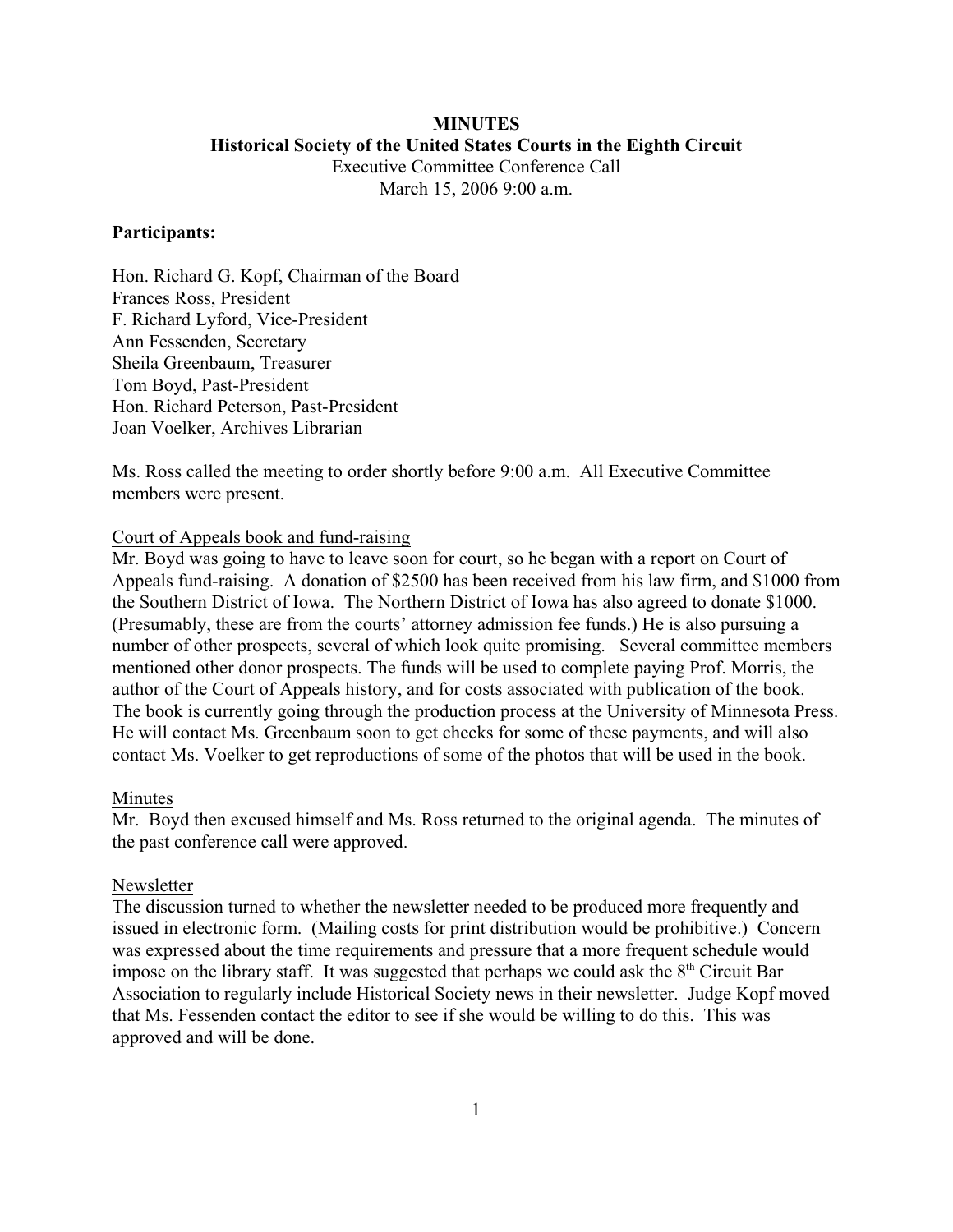**MINUTES**
**Historical Society of the United States Courts in the Eighth Circuit**
Executive Committee Conference Call
March 15, 2006 9:00 a.m.

**Participants:**

Hon. Richard G. Kopf, Chairman of the Board
Frances Ross, President
F. Richard Lyford, Vice-President
Ann Fessenden, Secretary
Sheila Greenbaum, Treasurer
Tom Boyd, Past-President
Hon. Richard Peterson, Past-President
Joan Voelker, Archives Librarian

Ms. Ross called the meeting to order shortly before 9:00 a.m. All Executive Committee members were present.

Court of Appeals book and fund-raising

Mr. Boyd was going to have to leave soon for court, so he began with a report on Court of Appeals fund-raising. A donation of $2500 has been received from his law firm, and $1000 from the Southern District of Iowa. The Northern District of Iowa has also agreed to donate $1000. (Presumably, these are from the courts' attorney admission fee funds.) He is also pursuing a number of other prospects, several of which look quite promising. Several committee members mentioned other donor prospects. The funds will be used to complete paying Prof. Morris, the author of the Court of Appeals history, and for costs associated with publication of the book. The book is currently going through the production process at the University of Minnesota Press. He will contact Ms. Greenbaum soon to get checks for some of these payments, and will also contact Ms. Voelker to get reproductions of some of the photos that will be used in the book.

Minutes

Mr. Boyd then excused himself and Ms. Ross returned to the original agenda. The minutes of the past conference call were approved.

Newsletter

The discussion turned to whether the newsletter needed to be produced more frequently and issued in electronic form. (Mailing costs for print distribution would be prohibitive.) Concern was expressed about the time requirements and pressure that a more frequent schedule would impose on the library staff. It was suggested that perhaps we could ask the 8th Circuit Bar Association to regularly include Historical Society news in their newsletter. Judge Kopf moved that Ms. Fessenden contact the editor to see if she would be willing to do this. This was approved and will be done.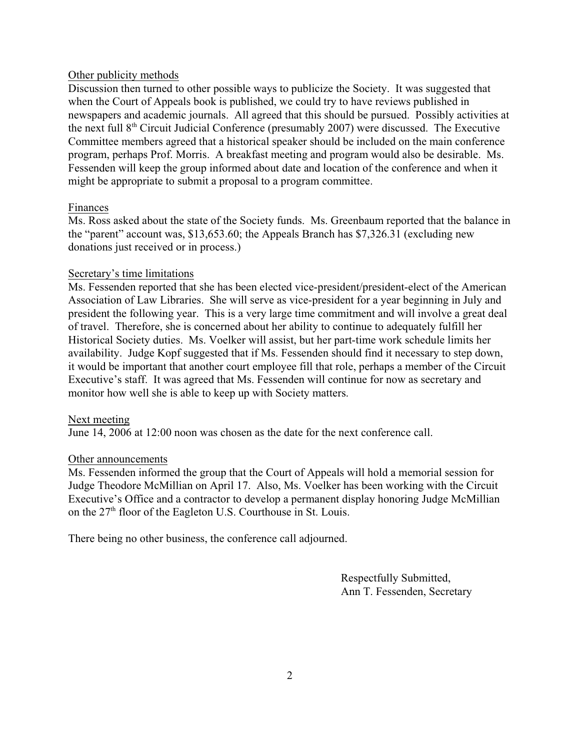Other publicity methods

Discussion then turned to other possible ways to publicize the Society. It was suggested that when the Court of Appeals book is published, we could try to have reviews published in newspapers and academic journals. All agreed that this should be pursued. Possibly activities at the next full 8th Circuit Judicial Conference (presumably 2007) were discussed. The Executive Committee members agreed that a historical speaker should be included on the main conference program, perhaps Prof. Morris. A breakfast meeting and program would also be desirable. Ms. Fessenden will keep the group informed about date and location of the conference and when it might be appropriate to submit a proposal to a program committee.

Finances

Ms. Ross asked about the state of the Society funds. Ms. Greenbaum reported that the balance in the "parent" account was, $13,653.60; the Appeals Branch has $7,326.31 (excluding new donations just received or in process.)

Secretary's time limitations

Ms. Fessenden reported that she has been elected vice-president/president-elect of the American Association of Law Libraries. She will serve as vice-president for a year beginning in July and president the following year. This is a very large time commitment and will involve a great deal of travel. Therefore, she is concerned about her ability to continue to adequately fulfill her Historical Society duties. Ms. Voelker will assist, but her part-time work schedule limits her availability. Judge Kopf suggested that if Ms. Fessenden should find it necessary to step down, it would be important that another court employee fill that role, perhaps a member of the Circuit Executive's staff. It was agreed that Ms. Fessenden will continue for now as secretary and monitor how well she is able to keep up with Society matters.

Next meeting

June 14, 2006 at 12:00 noon was chosen as the date for the next conference call.

Other announcements

Ms. Fessenden informed the group that the Court of Appeals will hold a memorial session for Judge Theodore McMillian on April 17. Also, Ms. Voelker has been working with the Circuit Executive's Office and a contractor to develop a permanent display honoring Judge McMillian on the 27th floor of the Eagleton U.S. Courthouse in St. Louis.

There being no other business, the conference call adjourned.

Respectfully Submitted,
Ann T. Fessenden, Secretary